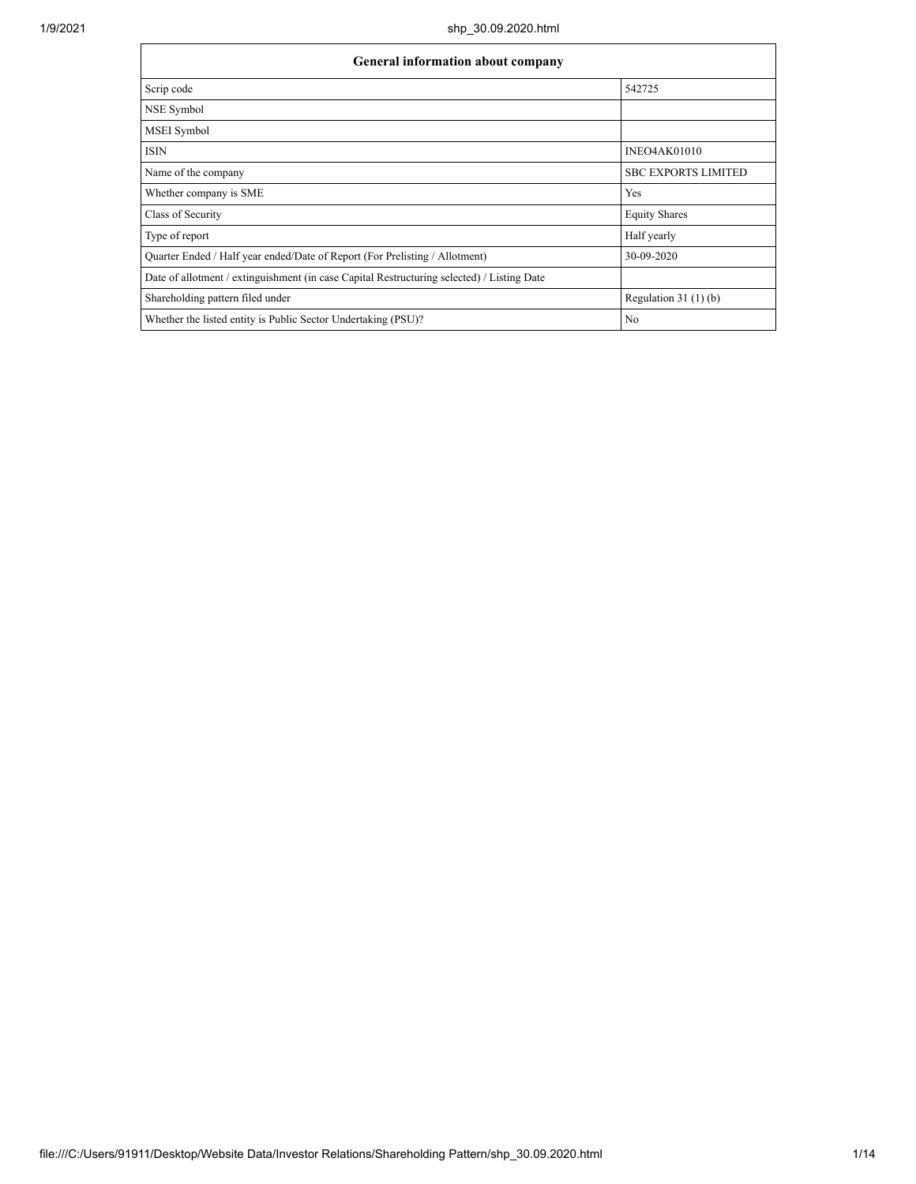| General information about company | |
| --- | --- |
| Scrip code | 542725 |
| NSE Symbol | |
| MSEI Symbol | |
| ISIN | INEO4AK01010 |
| Name of the company | SBC EXPORTS LIMITED |
| Whether company is SME | Yes |
| Class of Security | Equity Shares |
| Type of report | Half yearly |
| Quarter Ended / Half year ended/Date of Report (For Prelisting / Allotment) | 30-09-2020 |
| Date of allotment / extinguishment (in case Capital Restructuring selected) / Listing Date | |
| Shareholding pattern filed under | Regulation 31 (1) (b) |
| Whether the listed entity is Public Sector Undertaking (PSU)? | No |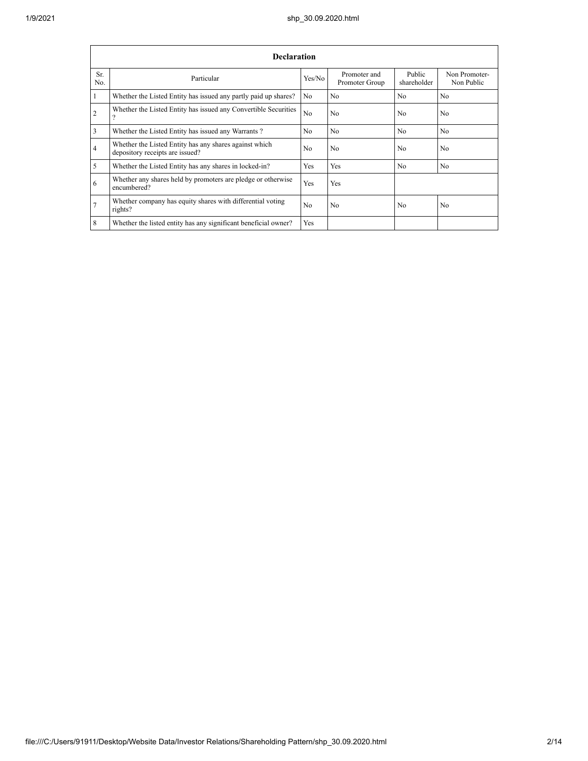| Declaration | | | | | |
|---|---|---|---|---|---|
| Sr. No. | Particular | Yes/No | Promoter and Promoter Group | Public shareholder | Non Promoter- Non Public |
| 1 | Whether the Listed Entity has issued any partly paid up shares? | No | No | No | No |
| 2 | Whether the Listed Entity has issued any Convertible Securities ? | No | No | No | No |
| 3 | Whether the Listed Entity has issued any Warrants ? | No | No | No | No |
| 4 | Whether the Listed Entity has any shares against which depository receipts are issued? | No | No | No | No |
| 5 | Whether the Listed Entity has any shares in locked-in? | Yes | Yes | No | No |
| 6 | Whether any shares held by promoters are pledge or otherwise encumbered? | Yes | Yes | | |
| 7 | Whether company has equity shares with differential voting rights? | No | No | No | No |
| 8 | Whether the listed entity has any significant beneficial owner? | Yes | | | |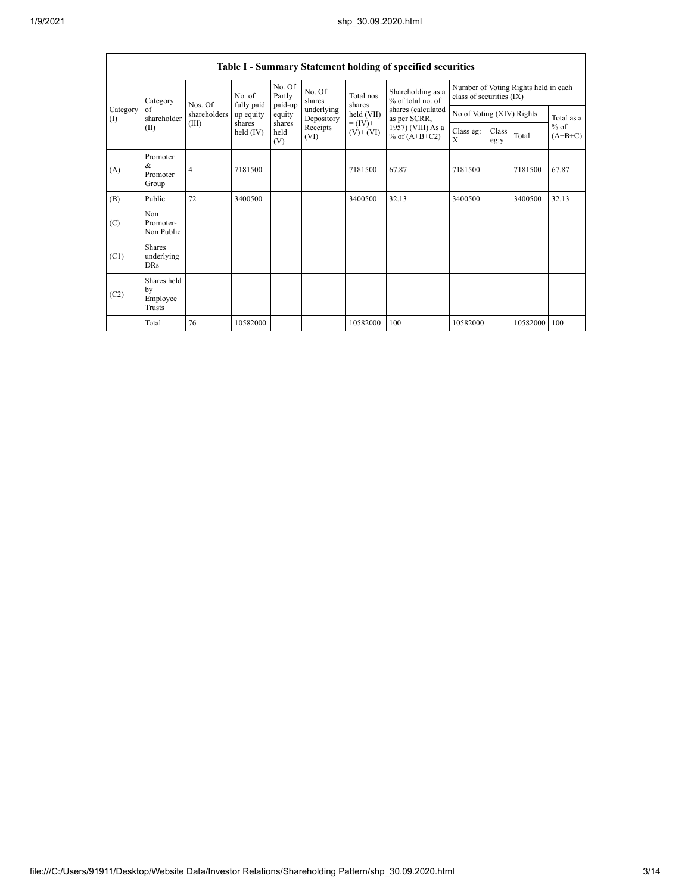| Table I - Summary Statement holding of specified securities | | | | | | | | | | | | |
|---|---|---|---|---|---|---|---|---|---|---|---|---|
| Category (I) | Category of shareholder (II) | Nos. Of shareholders (III) | No. of fully paid up equity shares held (IV) | No. Of Partly paid-up equity shares held (V) | No. Of shares underlying Depository Receipts (VI) | Total nos. shares held (VII) = (IV)+ (V)+ (VI) | Shareholding as a % of total no. of shares (calculated as per SCRR, 1957) (VIII) As a % of (A+B+C2) | Number of Voting Rights held in each class of securities (IX) | | | |
| | | | | | | | | No of Voting (XIV) Rights | | | Total as a % of (A+B+C) |
| | | | | | | | | Class eg: X | Class eg:y | Total | |
| (A) | Promoter & Promoter Group | 4 | 7181500 | | | 7181500 | 67.87 | 7181500 | | 7181500 | 67.87 |
| (B) | Public | 72 | 3400500 | | | 3400500 | 32.13 | 3400500 | | 3400500 | 32.13 |
| (C) | Non Promoter- Non Public | | | | | | | | | | |
| (C1) | Shares underlying DRs | | | | | | | | | | |
| (C2) | Shares held by Employee Trusts | | | | | | | | | | |
| | Total | 76 | 10582000 | | | 10582000 | 100 | 10582000 | | 10582000 | 100 |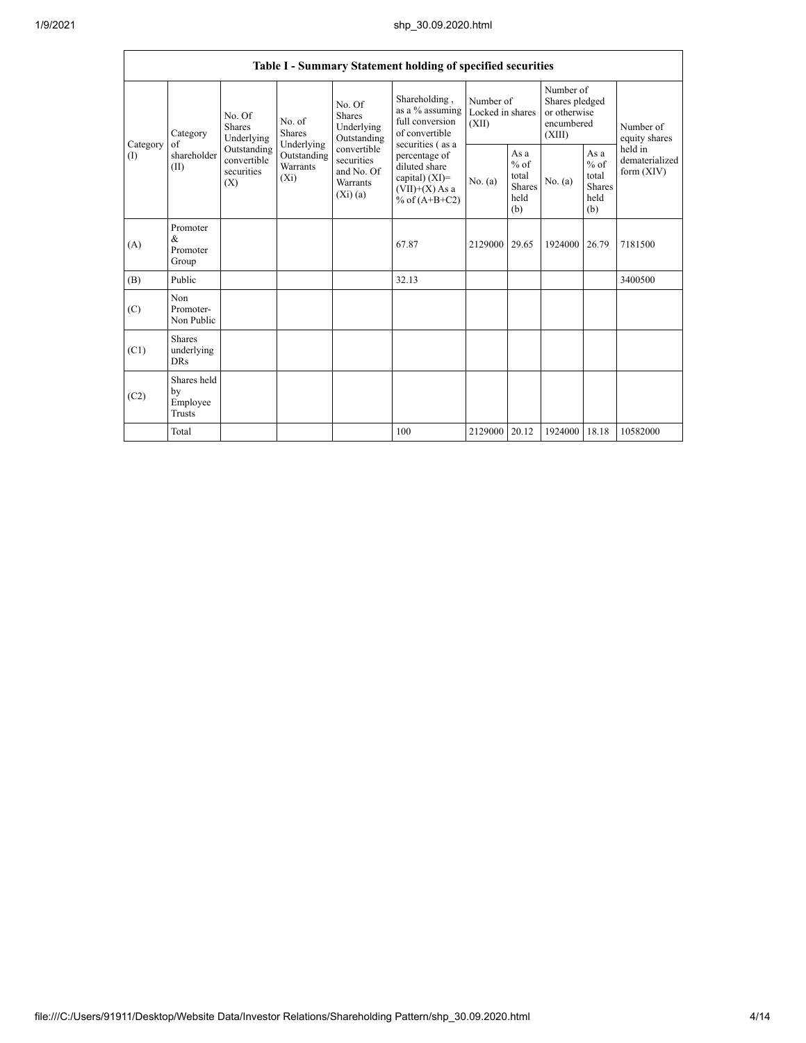| Table I - Summary Statement holding of specified securities | | | | | | | | | | |
|---|---|---|---|---|---|---|---|---|---|---|
| Category (I) | Category of shareholder (II) | No. Of Shares Underlying Outstanding convertible securities (X) | No. of Shares Underlying Outstanding Warrants (Xi) | No. Of Shares Underlying Outstanding convertible securities and No. Of Warrants (Xi) (a) | Shareholding , as a % assuming full conversion of convertible securities ( as a percentage of diluted share capital) (XI)= (VII)+(X) As a % of (A+B+C2) | Number of Locked in shares (XII) | | Number of Shares pledged or otherwise encumbered (XIII) | | Number of equity shares held in dematerialized form (XIV) |
| | | | | | | No. (a) | As a % of total Shares held (b) | No. (a) | As a % of total Shares held (b) | |
| (A) | Promoter & Promoter Group | | | | 67.87 | 2129000 | 29.65 | 1924000 | 26.79 | 7181500 |
| (B) | Public | | | | 32.13 | | | | | 3400500 |
| (C) | Non Promoter- Non Public | | | | | | | | | |
| (C1) | Shares underlying DRs | | | | | | | | | |
| (C2) | Shares held by Employee Trusts | | | | | | | | | |
| | Total | | | | 100 | 2129000 | 20.12 | 1924000 | 18.18 | 10582000 |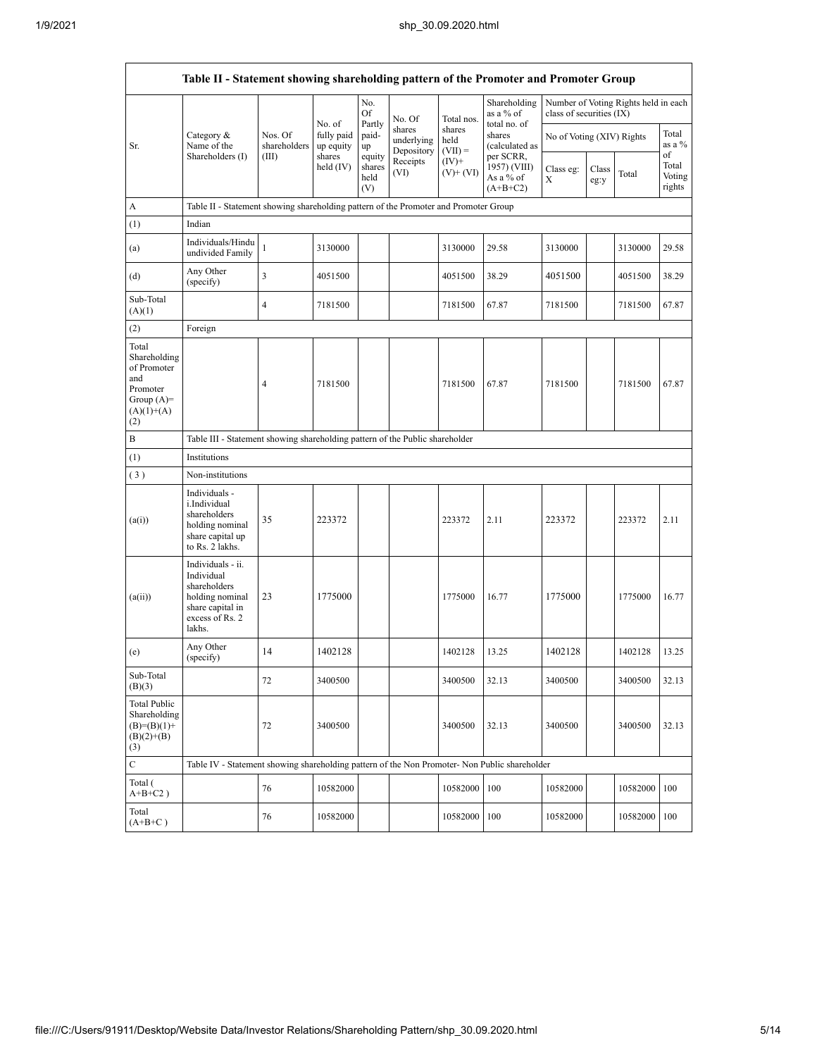| Table II - Statement showing shareholding pattern of the Promoter and Promoter Group | | | | | | | | | | | |
|---|---|---|---|---|---|---|---|---|---|---|---|
| Sr. | Category & Name of the Shareholders (I) | Nos. Of shareholders (III) | No. of fully paid up equity shares held (IV) | No. Of Partly paid-up equity shares held (V) | No. Of shares underlying Depository Receipts (VI) | Total nos. shares held (VII) = (IV)+ (V)+ (VI) | Shareholding as a % of total no. of shares (calculated as per SCRR, 1957) (VIII) As a % of (A+B+C2) | Number of Voting Rights held in each class of securities (IX) | | | |
| | | | | | | | | No of Voting (XIV) Rights | | | Total as a % of Total Voting rights |
| | | | | | | | | Class eg: X | Class eg:y | Total | |
| A | Table II - Statement showing shareholding pattern of the Promoter and Promoter Group | | | | | | | | | | |
| (1) | Indian | | | | | | | | | | |
| (a) | Individuals/Hindu undivided Family | 1 | 3130000 | | | 3130000 | 29.58 | 3130000 | | 3130000 | 29.58 |
| (d) | Any Other (specify) | 3 | 4051500 | | | 4051500 | 38.29 | 4051500 | | 4051500 | 38.29 |
| Sub-Total (A)(1) | | 4 | 7181500 | | | 7181500 | 67.87 | 7181500 | | 7181500 | 67.87 |
| (2) | Foreign | | | | | | | | | | |
| Total Shareholding of Promoter and Promoter Group (A)= (A)(1)+(A)(2) | | 4 | 7181500 | | | 7181500 | 67.87 | 7181500 | | 7181500 | 67.87 |
| B | Table III - Statement showing shareholding pattern of the Public shareholder | | | | | | | | | | |
| (1) | Institutions | | | | | | | | | | |
| (3) | Non-institutions | | | | | | | | | | |
| (a(i)) | Individuals - i.Individual shareholders holding nominal share capital up to Rs. 2 lakhs. | 35 | 223372 | | | 223372 | 2.11 | 223372 | | 223372 | 2.11 |
| (a(ii)) | Individuals - ii. Individual shareholders holding nominal share capital in excess of Rs. 2 lakhs. | 23 | 1775000 | | | 1775000 | 16.77 | 1775000 | | 1775000 | 16.77 |
| (e) | Any Other (specify) | 14 | 1402128 | | | 1402128 | 13.25 | 1402128 | | 1402128 | 13.25 |
| Sub-Total (B)(3) | | 72 | 3400500 | | | 3400500 | 32.13 | 3400500 | | 3400500 | 32.13 |
| Total Public Shareholding (B)=(B)(1)+(B)(2)+(B)(3) | | 72 | 3400500 | | | 3400500 | 32.13 | 3400500 | | 3400500 | 32.13 |
| C | Table IV - Statement showing shareholding pattern of the Non Promoter- Non Public shareholder | | | | | | | | | | |
| Total ( A+B+C2 ) | | 76 | 10582000 | | | 10582000 | 100 | 10582000 | | 10582000 | 100 |
| Total (A+B+C ) | | 76 | 10582000 | | | 10582000 | 100 | 10582000 | | 10582000 | 100 |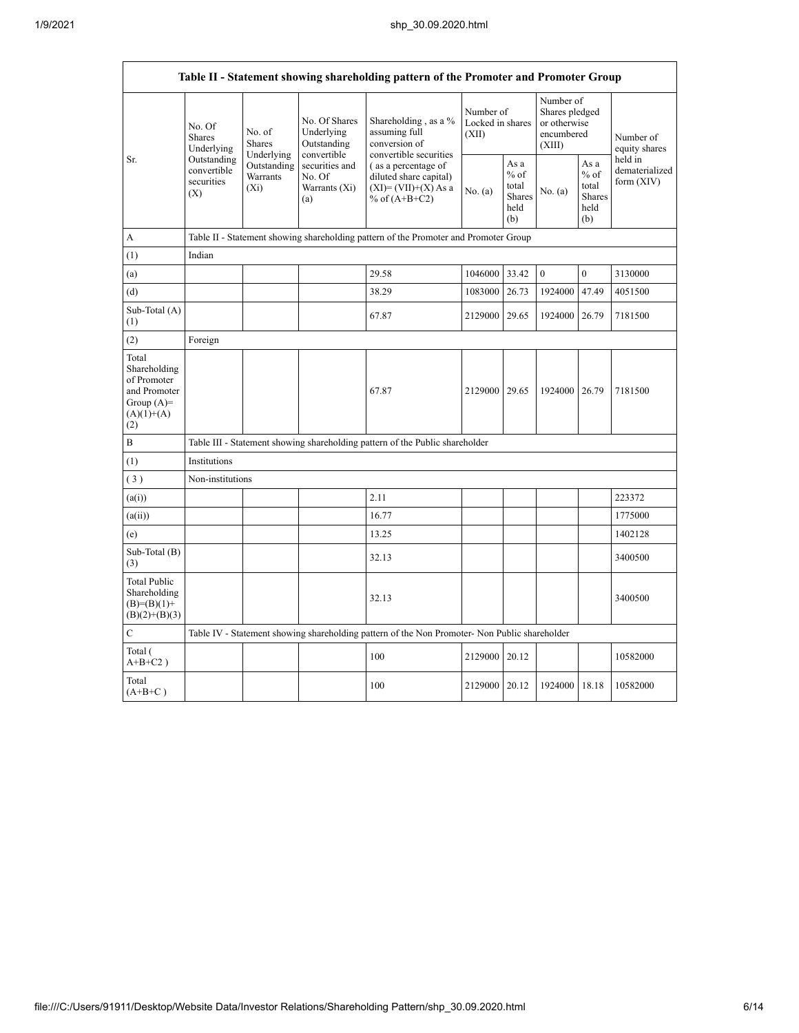| Table II - Statement showing shareholding pattern of the Promoter and Promoter Group | | | | | | | | | |
|---|---|---|---|---|---|---|---|---|---|
| Sr. | No. Of Shares Underlying Outstanding convertible securities (X) | No. of Shares Underlying Outstanding Warrants (Xi) | No. Of Shares Underlying Outstanding convertible securities and No. Of Warrants (Xi) (a) | Shareholding , as a % assuming full conversion of convertible securities ( as a percentage of diluted share capital) (XI)= (VII)+(X) As a % of (A+B+C2) | Number of Locked in shares (XII) | | Number of Shares pledged or otherwise encumbered (XIII) | | Number of equity shares held in dematerialized form (XIV) |
| | | | | | No. (a) | As a % of total Shares held (b) | No. (a) | As a % of total Shares held (b) | |
| A | Table II - Statement showing shareholding pattern of the Promoter and Promoter Group | | | | | | | | |
| (1) | Indian | | | | | | | | |
| (a) | | | | 29.58 | 1046000 | 33.42 | 0 | 0 | 3130000 |
| (d) | | | | 38.29 | 1083000 | 26.73 | 1924000 | 47.49 | 4051500 |
| Sub-Total (A) (1) | | | | 67.87 | 2129000 | 29.65 | 1924000 | 26.79 | 7181500 |
| (2) | Foreign | | | | | | | | |
| Total Shareholding of Promoter and Promoter Group (A)= (A)(1)+(A)(2) | | | | 67.87 | 2129000 | 29.65 | 1924000 | 26.79 | 7181500 |
| B | Table III - Statement showing shareholding pattern of the Public shareholder | | | | | | | | |
| (1) | Institutions | | | | | | | | |
| (3) | Non-institutions | | | | | | | | |
| (a(i)) | | | | 2.11 | | | | | 223372 |
| (a(ii)) | | | | 16.77 | | | | | 1775000 |
| (e) | | | | 13.25 | | | | | 1402128 |
| Sub-Total (B) (3) | | | | 32.13 | | | | | 3400500 |
| Total Public Shareholding (B)=(B)(1)+(B)(2)+(B)(3) | | | | 32.13 | | | | | 3400500 |
| C | Table IV - Statement showing shareholding pattern of the Non Promoter- Non Public shareholder | | | | | | | | |
| Total ( A+B+C2 ) | | | | 100 | 2129000 | 20.12 | | | 10582000 |
| Total (A+B+C ) | | | | 100 | 2129000 | 20.12 | 1924000 | 18.18 | 10582000 |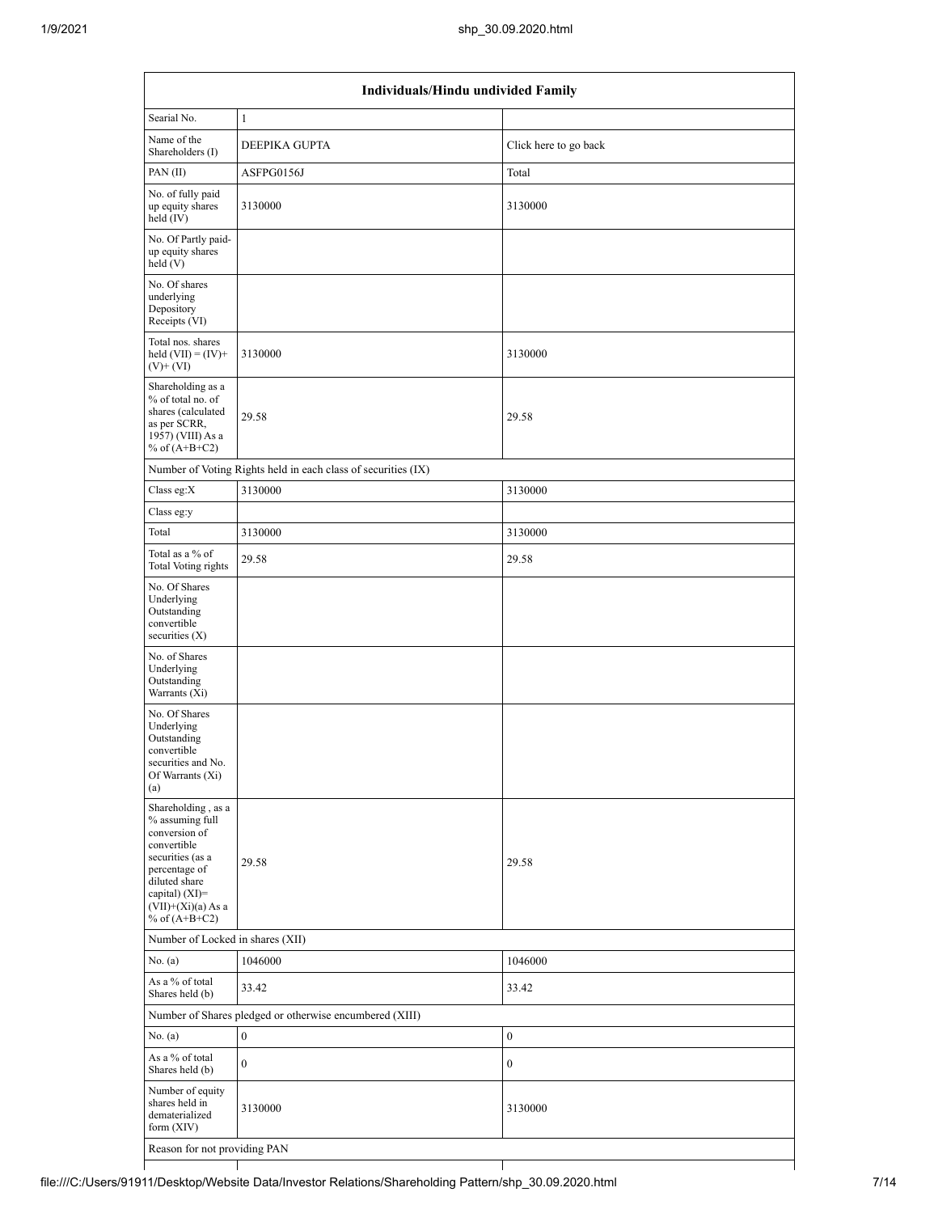| Individuals/Hindu undivided Family | | |
|---|---|---|
| Searial No. | 1 | |
| Name of the Shareholders (I) | DEEPIKA GUPTA | Click here to go back |
| PAN (II) | ASFPG0156J | Total |
| No. of fully paid up equity shares held (IV) | 3130000 | 3130000 |
| No. Of Partly paid-up equity shares held (V) | | |
| No. Of shares underlying Depository Receipts (VI) | | |
| Total nos. shares held (VII) = (IV)+ (V)+ (VI) | 3130000 | 3130000 |
| Shareholding as a % of total no. of shares (calculated as per SCRR, 1957) (VIII) As a % of (A+B+C2) | 29.58 | 29.58 |
| Number of Voting Rights held in each class of securities (IX) | | |
| Class eg:X | 3130000 | 3130000 |
| Class eg:y | | |
| Total | 3130000 | 3130000 |
| Total as a % of Total Voting rights | 29.58 | 29.58 |
| No. Of Shares Underlying Outstanding convertible securities (X) | | |
| No. of Shares Underlying Outstanding Warrants (Xi) | | |
| No. Of Shares Underlying Outstanding convertible securities and No. Of Warrants (Xi) (a) | | |
| Shareholding , as a % assuming full conversion of convertible securities (as a percentage of diluted share capital) (XI)= (VII)+(Xi)(a) As a % of (A+B+C2) | 29.58 | 29.58 |
| Number of Locked in shares (XII) | | |
| No. (a) | 1046000 | 1046000 |
| As a % of total Shares held (b) | 33.42 | 33.42 |
| Number of Shares pledged or otherwise encumbered (XIII) | | |
| No. (a) | 0 | 0 |
| As a % of total Shares held (b) | 0 | 0 |
| Number of equity shares held in dematerialized form (XIV) | 3130000 | 3130000 |
| Reason for not providing PAN | | |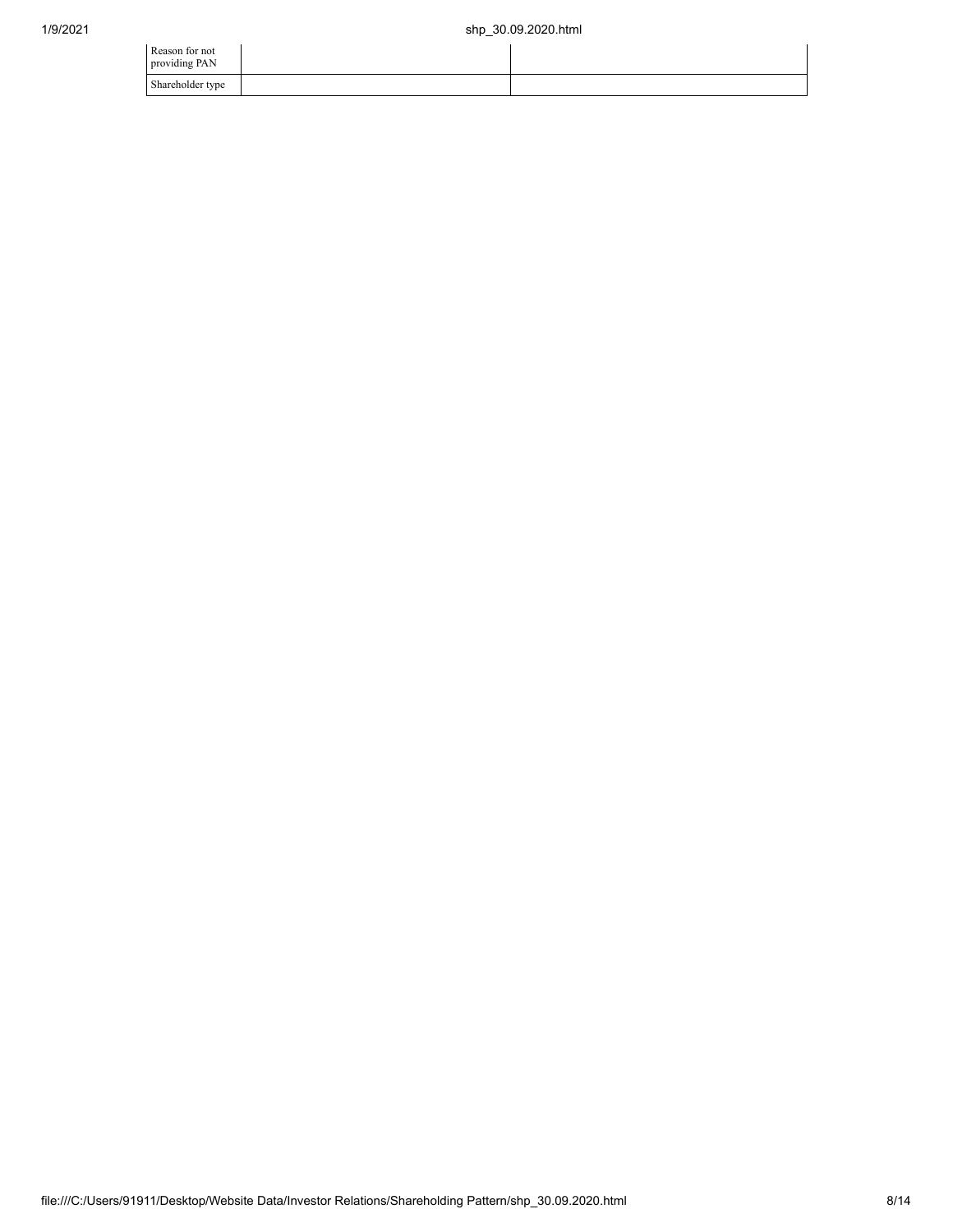| | | |
|---|---|---|
| Reason for not providing PAN | | |
| Shareholder type | | |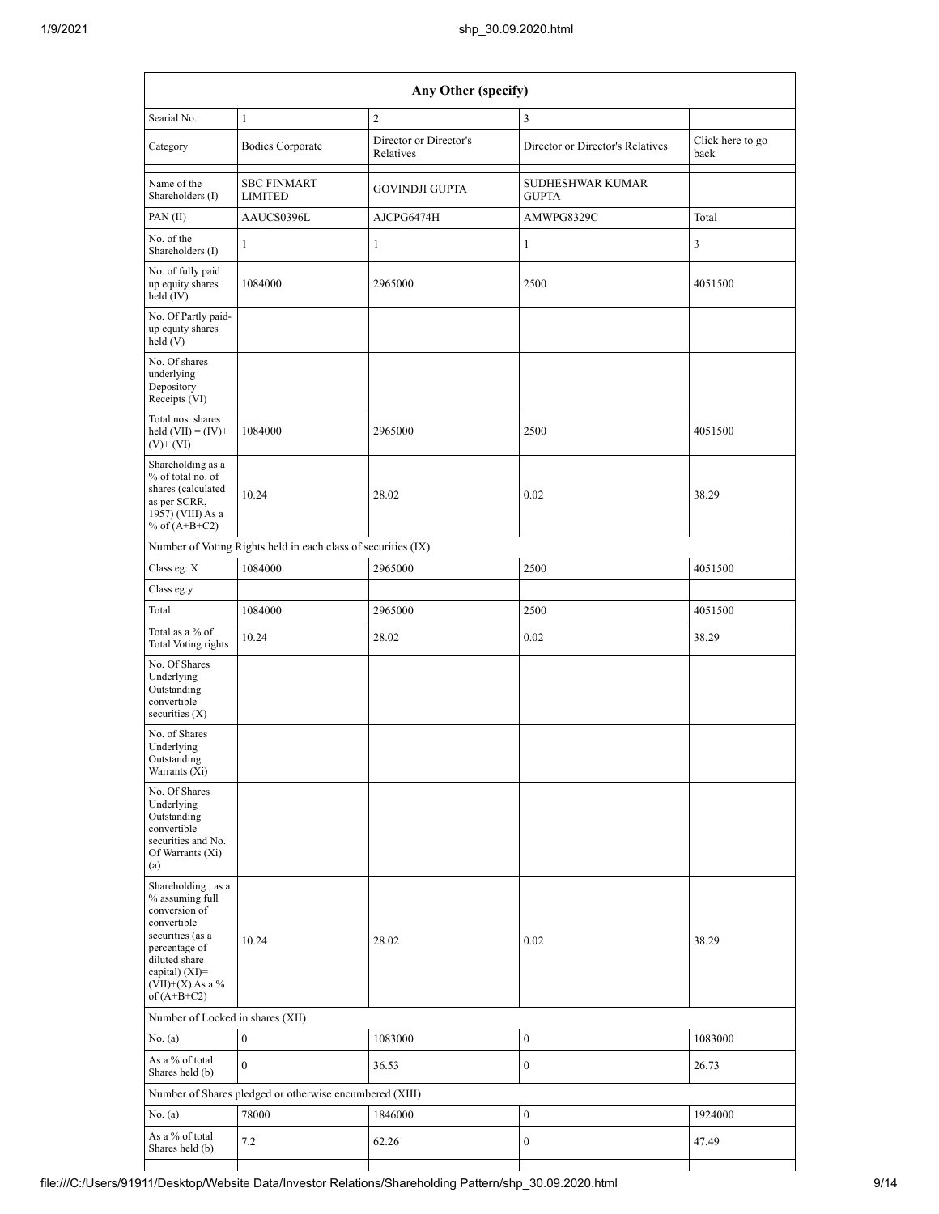| Any Other (specify) | | | | |
|---|---|---|---|---|
| Searial No. | 1 | 2 | 3 | |
| Category | Bodies Corporate | Director or Director's Relatives | Director or Director's Relatives | Click here to go back |
| Name of the Shareholders (I) | SBC FINMART LIMITED | GOVINDJI GUPTA | SUDHESHWAR KUMAR GUPTA | |
| PAN (II) | AAUCS0396L | AJCPG6474H | AMWPG8329C | Total |
| No. of the Shareholders (I) | 1 | 1 | 1 | 3 |
| No. of fully paid up equity shares held (IV) | 1084000 | 2965000 | 2500 | 4051500 |
| No. Of Partly paid-up equity shares held (V) | | | | |
| No. Of shares underlying Depository Receipts (VI) | | | | |
| Total nos. shares held (VII) = (IV)+(V)+ (VI) | 1084000 | 2965000 | 2500 | 4051500 |
| Shareholding as a % of total no. of shares (calculated as per SCRR, 1957) (VIII) As a % of (A+B+C2) | 10.24 | 28.02 | 0.02 | 38.29 |
| Number of Voting Rights held in each class of securities (IX) | | | | |
| Class eg: X | 1084000 | 2965000 | 2500 | 4051500 |
| Class eg:y | | | | |
| Total | 1084000 | 2965000 | 2500 | 4051500 |
| Total as a % of Total Voting rights | 10.24 | 28.02 | 0.02 | 38.29 |
| No. Of Shares Underlying Outstanding convertible securities (X) | | | | |
| No. of Shares Underlying Outstanding Warrants (Xi) | | | | |
| No. Of Shares Underlying Outstanding convertible securities and No. Of Warrants (Xi) (a) | | | | |
| Shareholding , as a % assuming full conversion of convertible securities (as a percentage of diluted share capital) (XI)= (VII)+(X) As a % of (A+B+C2) | 10.24 | 28.02 | 0.02 | 38.29 |
| Number of Locked in shares (XII) | | | | |
| No. (a) | 0 | 1083000 | 0 | 1083000 |
| As a % of total Shares held (b) | 0 | 36.53 | 0 | 26.73 |
| Number of Shares pledged or otherwise encumbered (XIII) | | | | |
| No. (a) | 78000 | 1846000 | 0 | 1924000 |
| As a % of total Shares held (b) | 7.2 | 62.26 | 0 | 47.49 |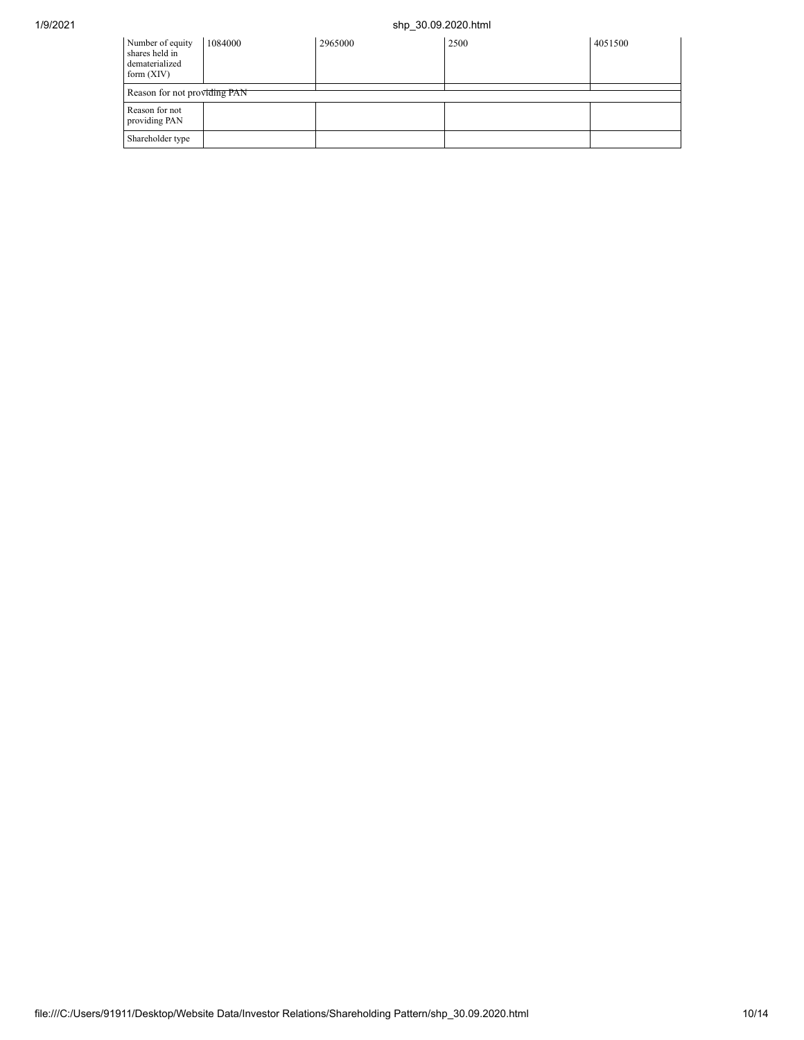| | | | | |
|---|---|---|---|---|
| Number of equity shares held in dematerialized form (XIV) | 1084000 | 2965000 | 2500 | 4051500 |
| Reason for not providing PAN | | | | |
| Reason for not providing PAN | | | | |
| Shareholder type | | | | |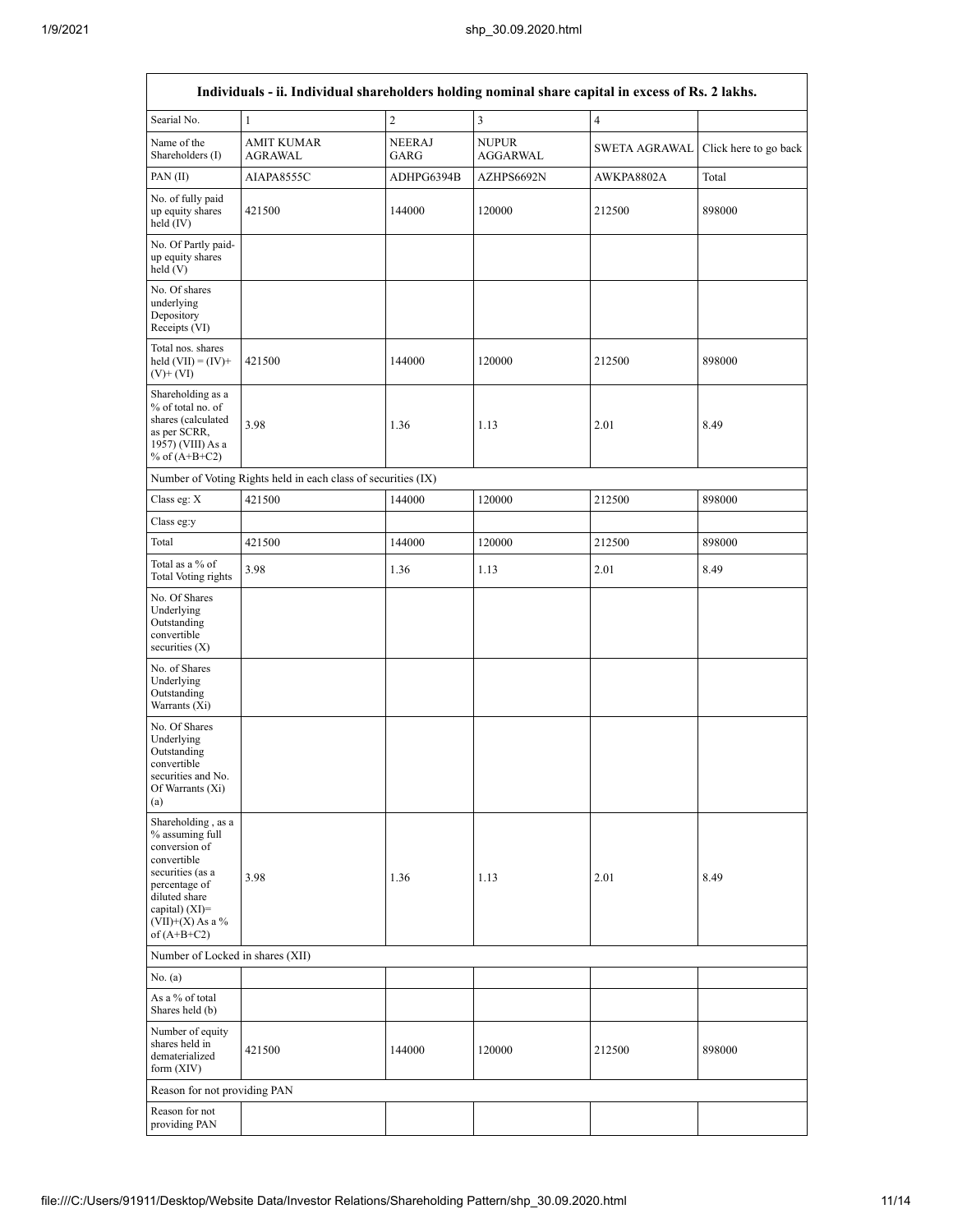| Individuals - ii. Individual shareholders holding nominal share capital in excess of Rs. 2 lakhs. | | | | | |
|---|---|---|---|---|---|
| Searial No. | 1 | 2 | 3 | 4 | |
| Name of the Shareholders (I) | AMIT KUMAR AGRAWAL | NEERAJ GARG | NUPUR AGGARWAL | SWETA AGRAWAL | Click here to go back |
| PAN (II) | AIAPA8555C | ADHPG6394B | AZHPS6692N | AWKPA8802A | Total |
| No. of fully paid up equity shares held (IV) | 421500 | 144000 | 120000 | 212500 | 898000 |
| No. Of Partly paid-up equity shares held (V) | | | | | |
| No. Of shares underlying Depository Receipts (VI) | | | | | |
| Total nos. shares held (VII) = (IV)+(V)+ (VI) | 421500 | 144000 | 120000 | 212500 | 898000 |
| Shareholding as a % of total no. of shares (calculated as per SCRR, 1957) (VIII) As a % of (A+B+C2) | 3.98 | 1.36 | 1.13 | 2.01 | 8.49 |
| Number of Voting Rights held in each class of securities (IX) | | | | | |
| Class eg: X | 421500 | 144000 | 120000 | 212500 | 898000 |
| Class eg:y | | | | | |
| Total | 421500 | 144000 | 120000 | 212500 | 898000 |
| Total as a % of Total Voting rights | 3.98 | 1.36 | 1.13 | 2.01 | 8.49 |
| No. Of Shares Underlying Outstanding convertible securities (X) | | | | | |
| No. of Shares Underlying Outstanding Warrants (Xi) | | | | | |
| No. Of Shares Underlying Outstanding convertible securities and No. Of Warrants (Xi) (a) | | | | | |
| Shareholding , as a % assuming full conversion of convertible securities (as a percentage of diluted share capital) (XI)= (VII)+(X) As a % of (A+B+C2) | 3.98 | 1.36 | 1.13 | 2.01 | 8.49 |
| Number of Locked in shares (XII) | | | | | |
| No. (a) | | | | | |
| As a % of total Shares held (b) | | | | | |
| Number of equity shares held in dematerialized form (XIV) | 421500 | 144000 | 120000 | 212500 | 898000 |
| Reason for not providing PAN | | | | | |
| Reason for not providing PAN | | | | | |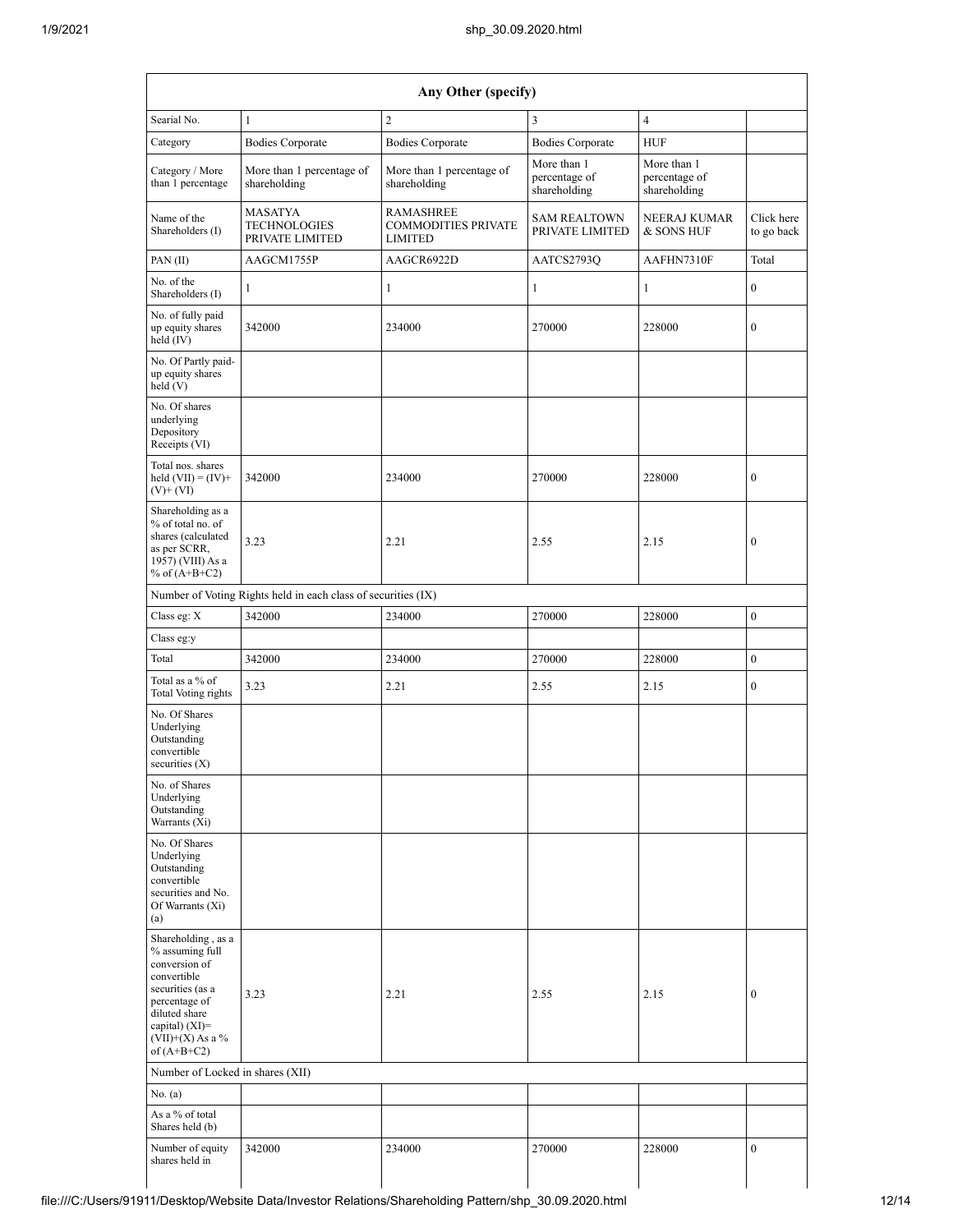| Any Other (specify) | | | | | |
|---|---|---|---|---|---|
| Searial No. | 1 | 2 | 3 | 4 | |
| Category | Bodies Corporate | Bodies Corporate | Bodies Corporate | HUF | |
| Category / More than 1 percentage | More than 1 percentage of shareholding | More than 1 percentage of shareholding | More than 1 percentage of shareholding | More than 1 percentage of shareholding | |
| Name of the Shareholders (I) | MASATYA TECHNOLOGIES PRIVATE LIMITED | RAMASHREE COMMODITIES PRIVATE LIMITED | SAM REALTOWN PRIVATE LIMITED | NEERAJ KUMAR & SONS HUF | Click here to go back |
| PAN (II) | AAGCM1755P | AAGCR6922D | AATCS2793Q | AAFHN7310F | Total |
| No. of the Shareholders (I) | 1 | 1 | 1 | 1 | 0 |
| No. of fully paid up equity shares held (IV) | 342000 | 234000 | 270000 | 228000 | 0 |
| No. Of Partly paid-up equity shares held (V) | | | | | |
| No. Of shares underlying Depository Receipts (VI) | | | | | |
| Total nos. shares held (VII) = (IV)+(V)+ (VI) | 342000 | 234000 | 270000 | 228000 | 0 |
| Shareholding as a % of total no. of shares (calculated as per SCRR, 1957) (VIII) As a % of (A+B+C2) | 3.23 | 2.21 | 2.55 | 2.15 | 0 |
| Number of Voting Rights held in each class of securities (IX) | | | | | |
| Class eg: X | 342000 | 234000 | 270000 | 228000 | 0 |
| Class eg:y | | | | | |
| Total | 342000 | 234000 | 270000 | 228000 | 0 |
| Total as a % of Total Voting rights | 3.23 | 2.21 | 2.55 | 2.15 | 0 |
| No. Of Shares Underlying Outstanding convertible securities (X) | | | | | |
| No. of Shares Underlying Outstanding Warrants (Xi) | | | | | |
| No. Of Shares Underlying Outstanding convertible securities and No. Of Warrants (Xi) (a) | | | | | |
| Shareholding , as a % assuming full conversion of convertible securities (as a percentage of diluted share capital) (XI)= (VII)+(X) As a % of (A+B+C2) | 3.23 | 2.21 | 2.55 | 2.15 | 0 |
| Number of Locked in shares (XII) | | | | | |
| No. (a) | | | | | |
| As a % of total Shares held (b) | | | | | |
| Number of equity shares held in | 342000 | 234000 | 270000 | 228000 | 0 |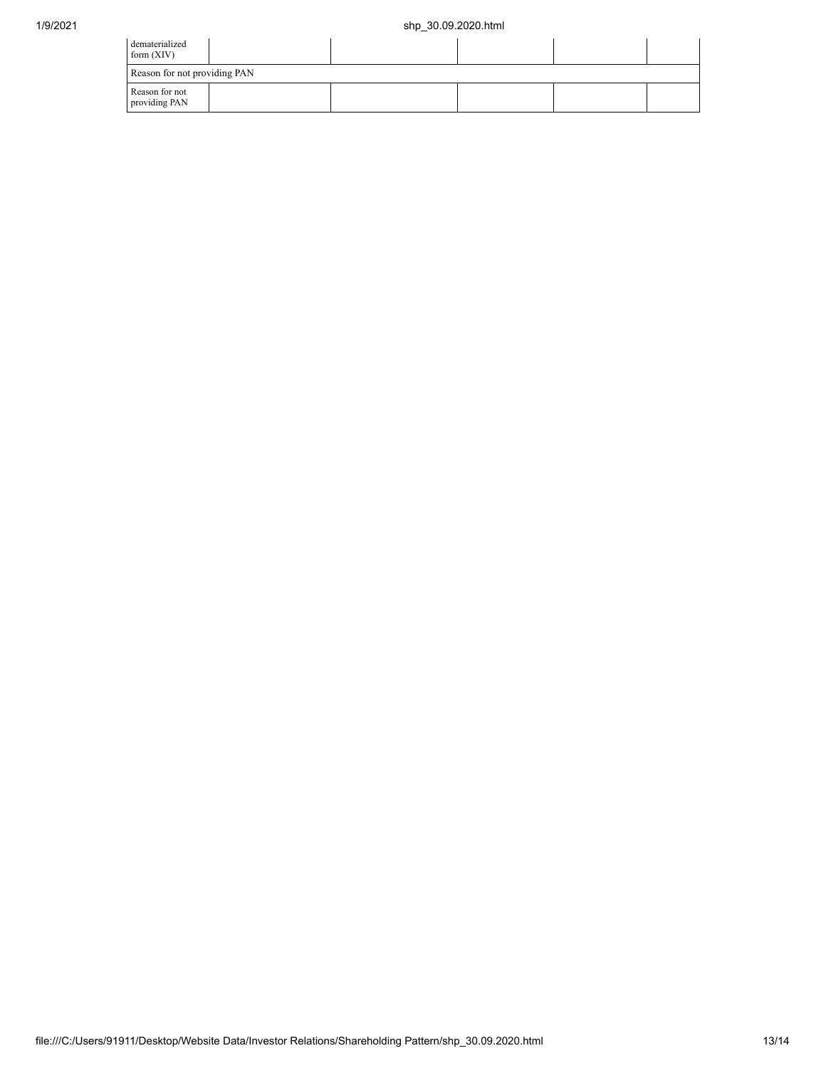| | | | | | |
|---|---|---|---|---|---|
| dematerialized form (XIV) | | | | | |
| Reason for not providing PAN | | | | | |
| Reason for not providing PAN | | | | | |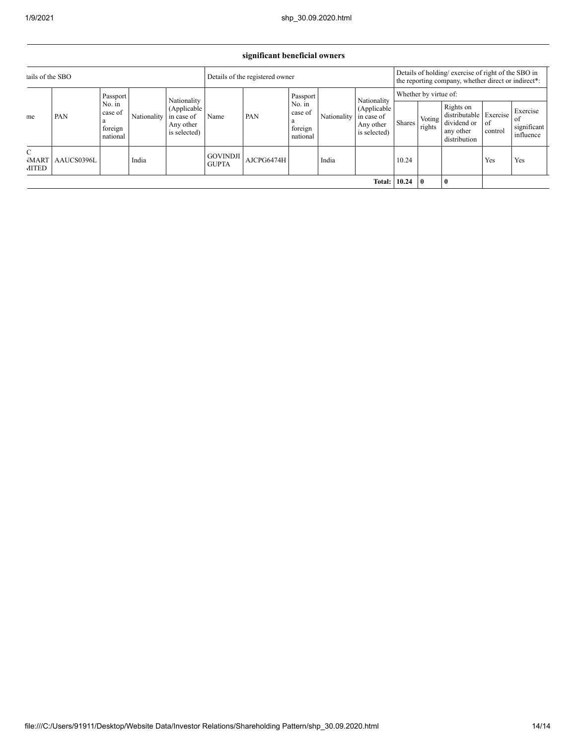## significant beneficial owners

| tails of the SBO | | | | | Details of the registered owner | | | | | Details of holding/ exercise of right of the SBO in the reporting company, whether direct or indirect*: | | | | |
|---|---|---|---|---|---|---|---|---|---|---|---|---|---|---|
| | | | | | | | | | | Whether by virtue of: | | | | |
| me | PAN | Passport No. in case of a foreign national | Nationality | Nationality (Applicable in case of Any other is selected) | Name | PAN | Passport No. in case of a foreign national | Nationality | Nationality (Applicable in case of Any other is selected) | Shares | Voting rights | Rights on distributable dividend or any other distribution | Exercise of control | Exercise of significant influence |
| C NMART MITED | AAUCS0396L | | India | | GOVINDJI GUPTA | AJCPG6474H | | India | | 10.24 | | | Yes | Yes |
| | | | | | | | | | **Total:** | **10.24** | **0** | **0** | | |